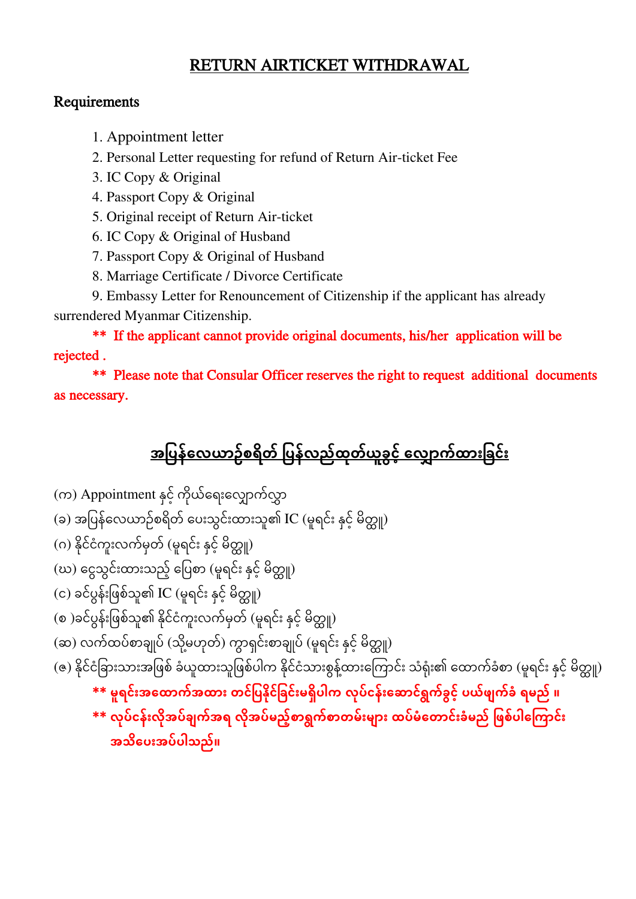# RETURN AIRTICKET WITHDRAWAL

## Requirements

1. Appointment letter
2. Personal Letter requesting for refund of Return Air-ticket Fee
3. IC Copy & Original
4. Passport Copy & Original
5. Original receipt of Return Air-ticket
6. IC Copy & Original of Husband
7. Passport Copy & Original of Husband
8. Marriage Certificate / Divorce Certificate
9. Embassy Letter for Renouncement of Citizenship if the applicant has already surrendered Myanmar Citizenship.

** If the applicant cannot provide original documents, his/her application will be rejected .

** Please note that Consular Officer reserves the right to request additional documents as necessary.

# အပြန်လေယာဉ်စရိတ် ပြန်လည်ထုတ်ယူခွင့် လျှောက်ထားခြင်း

(က) Appointment နှင့် ကိုယ်ရေးလျှောက်လွှာ

(ခ) အပြန်လေယာဉ်စရိတ် ပေးသွင်းထားသူ၏ IC (မူရင်း နှင့် မိတ္တူ)

(ဂ) နိုင်ငံကူးလက်မှတ် (မူရင်း နှင့် မိတ္တူ)

(ဃ) ငွေသွင်းထားသည့် ပြေစာ (မူရင်း နှင့် မိတ္တူ)

(င) ခင်ပွန်းဖြစ်သူ၏ IC (မူရင်း နှင့် မိတ္တူ)

(စ )ခင်ပွန်းဖြစ်သူ၏ နိုင်ငံကူးလက်မှတ် (မူရင်း နှင့် မိတ္တူ)

(ဆ) လက်ထပ်စာချုပ် (သို့မဟုတ်) ကွာရှင်းစာချုပ် (မူရင်း နှင့် မိတ္တူ)

(ဇ) နိုင်ငံခြားသားအဖြစ် ခံယူထားသူဖြစ်ပါက နိုင်ငံသားစွန့်ထားကြောင်း သံရုံး၏ ထောက်ခံစာ (မူရင်း နှင့် မိတ္တူ)

** မူရင်းအထောက်အထား တင်ပြနိုင်ခြင်းမရှိပါက လုပ်ငန်းဆောင်ရွက်ခွင့် ပယ်ဖျက်ခံ ရမည် ။

** လုပ်ငန်းလိုအပ်ချက်အရ လိုအပ်မည့်စာရွက်စာတမ်းများ ထပ်မံတောင်းခံမည် ဖြစ်ပါကြောင်း အသိပေးအပ်ပါသည်။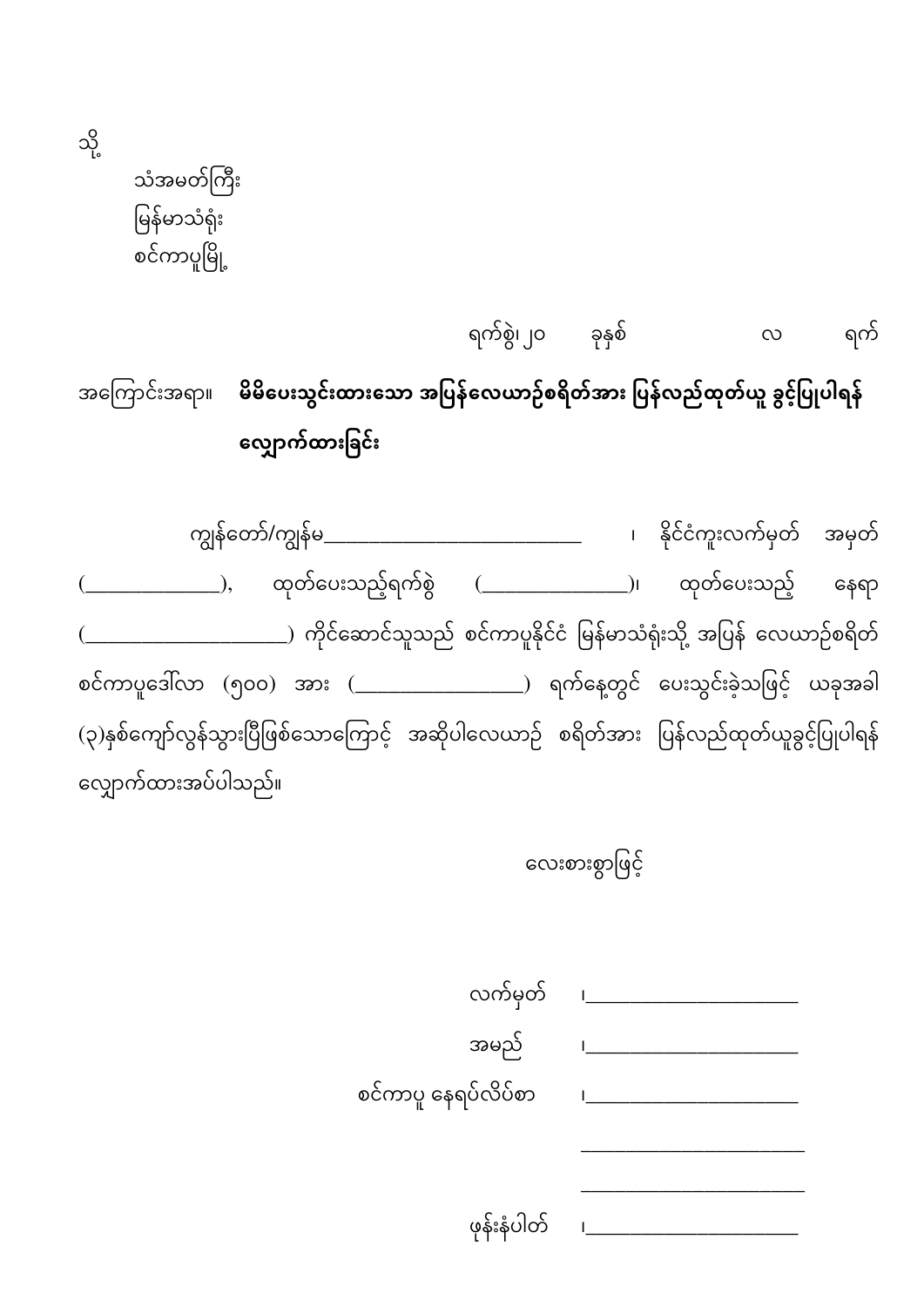သို့

သံအမတ်ကြီး

မြန်မာသံရုံး

စင်ကာပူမြို့

ရက်စွဲ၊ ၂၀ ခုနှစ် လ ရက်

အကြောင်းအရာ။ **မိမိပေးသွင်းထားသော အပြန်လေယာဉ်စရိတ်အား ပြန်လည်ထုတ်ယူ ခွင့်ပြုပါရန် လျှောက်ထားခြင်း**

ကျွန်တော်/ကျွန်မ__________________________ ၊ နိုင်ငံကူးလက်မှတ် အမှတ် (____________), ထုတ်ပေးသည့်ရက်စွဲ (_____________)၊ ထုတ်ပေးသည့် နေရာ (__________________) ကိုင်ဆောင်သူသည် စင်ကာပူနိုင်ငံ မြန်မာသံရုံးသို့ အပြန် လေယာဉ်စရိတ် စင်ကာပူဒေါ်လာ (၅၀၀) အား (_______________) ရက်နေ့တွင် ပေးသွင်းခဲ့သဖြင့် ယခုအခါ (၃)နှစ်ကျော်လွန်သွားပြီဖြစ်သောကြောင့် အဆိုပါလေယာဉ် စရိတ်အား ပြန်လည်ထုတ်ယူခွင့်ပြုပါရန် လျှောက်ထားအပ်ပါသည်။

လေးစားစွာဖြင့်

လက်မှတ် ၊____________________

အမည် ၊____________________

စင်ကာပူ နေရပ်လိပ်စာ ၊____________________

____________________

____________________

ဖုန်းနံပါတ် ၊____________________